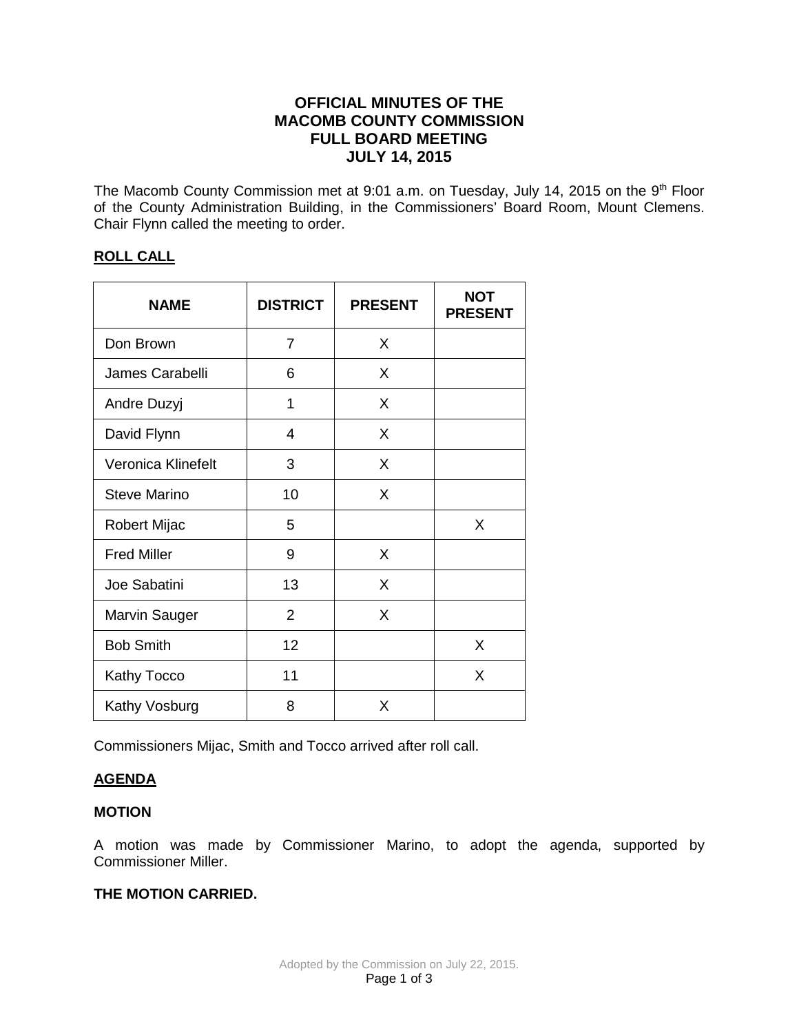# OFFICIAL MINUTES OF THE MACOMB COUNTY COMMISSION FULL BOARD MEETING JULY 14, 2015

The Macomb County Commission met at 9:01 a.m. on Tuesday, July 14, 2015 on the 9th Floor of the County Administration Building, in the Commissioners' Board Room, Mount Clemens. Chair Flynn called the meeting to order.

## ROLL CALL

| NAME | DISTRICT | PRESENT | NOT PRESENT |
|---|---|---|---|
| Don Brown | 7 | X | |
| James Carabelli | 6 | X | |
| Andre Duzyj | 1 | X | |
| David Flynn | 4 | X | |
| Veronica Klinefelt | 3 | X | |
| Steve Marino | 10 | X | |
| Robert Mijac | 5 | | X |
| Fred Miller | 9 | X | |
| Joe Sabatini | 13 | X | |
| Marvin Sauger | 2 | X | |
| Bob Smith | 12 | | X |
| Kathy Tocco | 11 | | X |
| Kathy Vosburg | 8 | X | |

Commissioners Mijac, Smith and Tocco arrived after roll call.

## AGENDA

**MOTION**

A motion was made by Commissioner Marino, to adopt the agenda, supported by Commissioner Miller.

**THE MOTION CARRIED.**

Adopted by the Commission on July 22, 2015.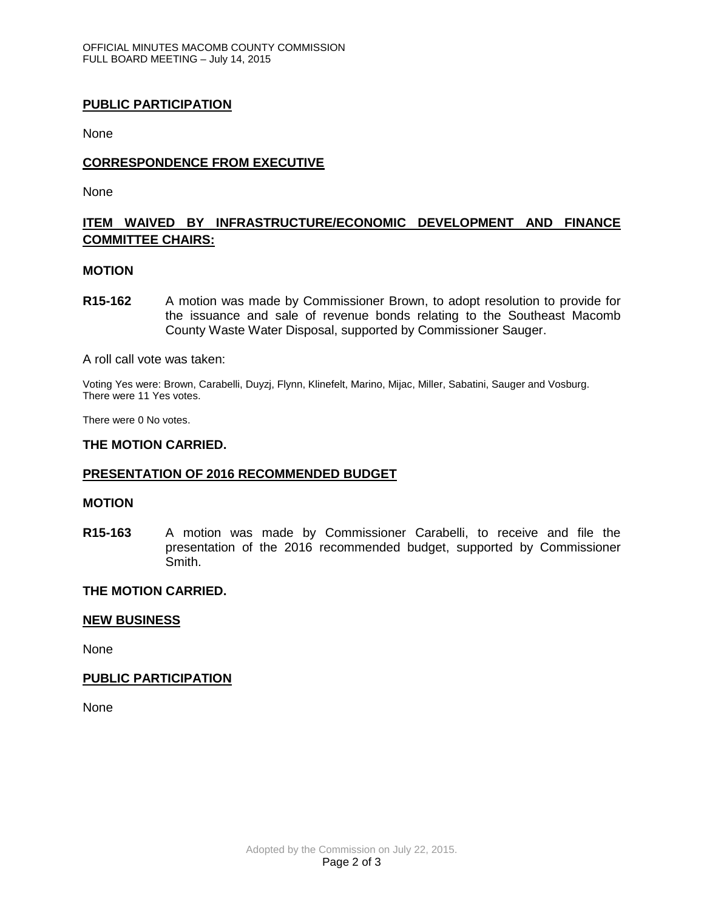## PUBLIC PARTICIPATION

None

## CORRESPONDENCE FROM EXECUTIVE

None

## ITEM WAIVED BY INFRASTRUCTURE/ECONOMIC DEVELOPMENT AND FINANCE COMMITTEE CHAIRS:

### MOTION

**R15-162** A motion was made by Commissioner Brown, to adopt resolution to provide for the issuance and sale of revenue bonds relating to the Southeast Macomb County Waste Water Disposal, supported by Commissioner Sauger.

A roll call vote was taken:

Voting Yes were: Brown, Carabelli, Duyzj, Flynn, Klinefelt, Marino, Mijac, Miller, Sabatini, Sauger and Vosburg. There were 11 Yes votes.

There were 0 No votes.

**THE MOTION CARRIED.**

## PRESENTATION OF 2016 RECOMMENDED BUDGET

### MOTION

**R15-163** A motion was made by Commissioner Carabelli, to receive and file the presentation of the 2016 recommended budget, supported by Commissioner Smith.

**THE MOTION CARRIED.**

## NEW BUSINESS

None

## PUBLIC PARTICIPATION

None

Adopted by the Commission on July 22, 2015.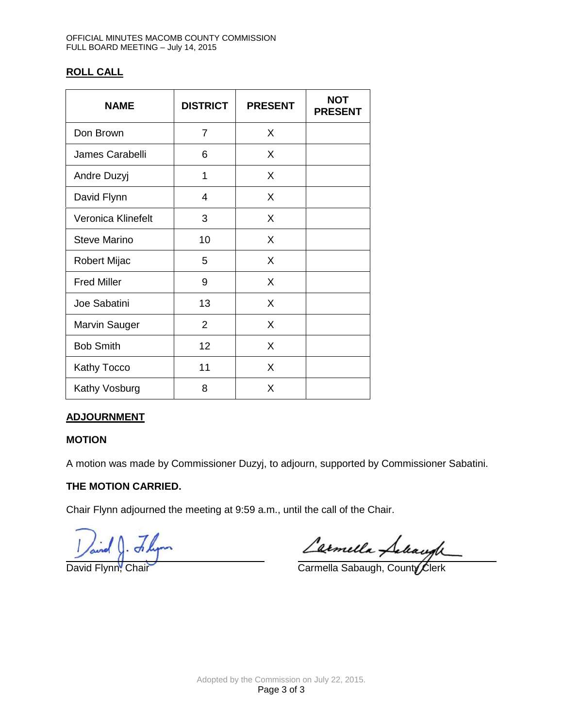OFFICIAL MINUTES MACOMB COUNTY COMMISSION
FULL BOARD MEETING – July 14, 2015

## ROLL CALL

| NAME | DISTRICT | PRESENT | NOT PRESENT |
|---|---|---|---|
| Don Brown | 7 | X | |
| James Carabelli | 6 | X | |
| Andre Duzyj | 1 | X | |
| David Flynn | 4 | X | |
| Veronica Klinefelt | 3 | X | |
| Steve Marino | 10 | X | |
| Robert Mijac | 5 | X | |
| Fred Miller | 9 | X | |
| Joe Sabatini | 13 | X | |
| Marvin Sauger | 2 | X | |
| Bob Smith | 12 | X | |
| Kathy Tocco | 11 | X | |
| Kathy Vosburg | 8 | X | |

## ADJOURNMENT

**MOTION**

A motion was made by Commissioner Duzyj, to adjourn, supported by Commissioner Sabatini.

**THE MOTION CARRIED.**

Chair Flynn adjourned the meeting at 9:59 a.m., until the call of the Chair.

David Flynn, Chair

Carmella Sabaugh, County Clerk

Adopted by the Commission on July 22, 2015.